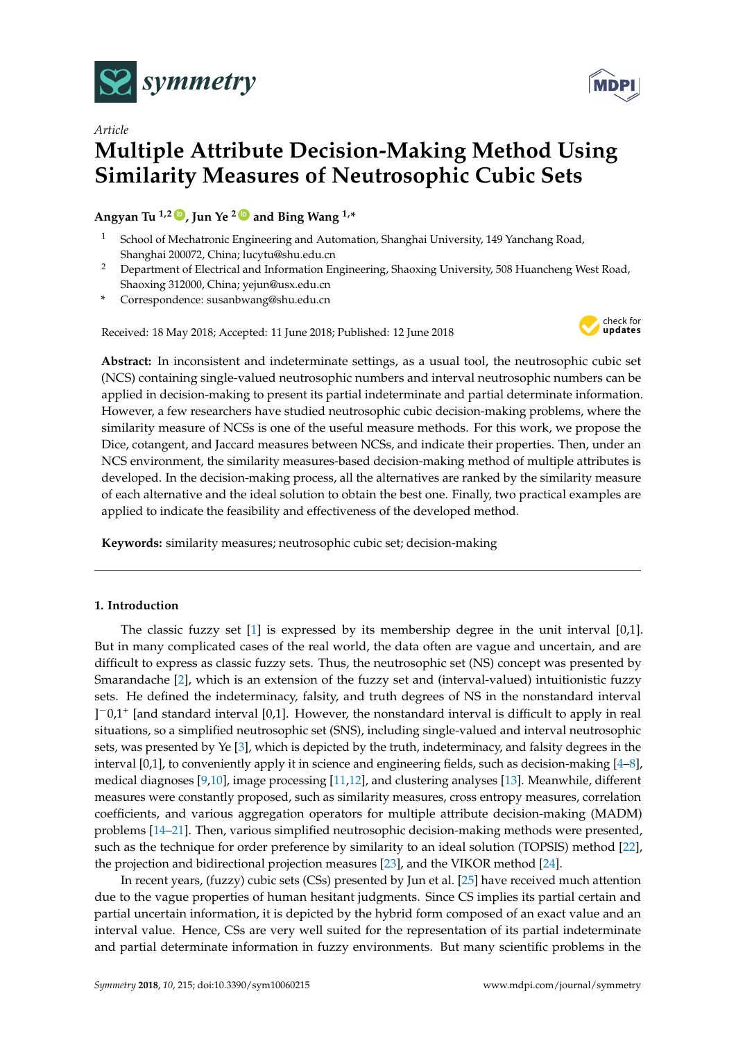*Article*

# Multiple Attribute Decision-Making Method Using Similarity Measures of Neutrosophic Cubic Sets

**Angyan Tu [1,2], Jun Ye [2] and Bing Wang [1,*]**

1. School of Mechatronic Engineering and Automation, Shanghai University, 149 Yanchang Road, Shanghai 200072, China; lucytu@shu.edu.cn
2. Department of Electrical and Information Engineering, Shaoxing University, 508 Huancheng West Road, Shaoxing 312000, China; yejun@usx.edu.cn

\* Correspondence: susanbwang@shu.edu.cn

Received: 18 May 2018; Accepted: 11 June 2018; Published: 12 June 2018

**Abstract:** In inconsistent and indeterminate settings, as a usual tool, the neutrosophic cubic set (NCS) containing single-valued neutrosophic numbers and interval neutrosophic numbers can be applied in decision-making to present its partial indeterminate and partial determinate information. However, a few researchers have studied neutrosophic cubic decision-making problems, where the similarity measure of NCSs is one of the useful measure methods. For this work, we propose the Dice, cotangent, and Jaccard measures between NCSs, and indicate their properties. Then, under an NCS environment, the similarity measures-based decision-making method of multiple attributes is developed. In the decision-making process, all the alternatives are ranked by the similarity measure of each alternative and the ideal solution to obtain the best one. Finally, two practical examples are applied to indicate the feasibility and effectiveness of the developed method.

**Keywords:** similarity measures; neutrosophic cubic set; decision-making

## 1. Introduction

The classic fuzzy set [1] is expressed by its membership degree in the unit interval [0,1]. But in many complicated cases of the real world, the data often are vague and uncertain, and are difficult to express as classic fuzzy sets. Thus, the neutrosophic set (NS) concept was presented by Smarandache [2], which is an extension of the fuzzy set and (interval-valued) intuitionistic fuzzy sets. He defined the indeterminacy, falsity, and truth degrees of NS in the nonstandard interval $]^{-}0,1^{+}[$ and standard interval [0,1]. However, the nonstandard interval is difficult to apply in real situations, so a simplified neutrosophic set (SNS), including single-valued and interval neutrosophic sets, was presented by Ye [3], which is depicted by the truth, indeterminacy, and falsity degrees in the interval [0,1], to conveniently apply it in science and engineering fields, such as decision-making [4–8], medical diagnoses [9,10], image processing [11,12], and clustering analyses [13]. Meanwhile, different measures were constantly proposed, such as similarity measures, cross entropy measures, correlation coefficients, and various aggregation operators for multiple attribute decision-making (MADM) problems [14–21]. Then, various simplified neutrosophic decision-making methods were presented, such as the technique for order preference by similarity to an ideal solution (TOPSIS) method [22], the projection and bidirectional projection measures [23], and the VIKOR method [24].

In recent years, (fuzzy) cubic sets (CSs) presented by Jun et al. [25] have received much attention due to the vague properties of human hesitant judgments. Since CS implies its partial certain and partial uncertain information, it is depicted by the hybrid form composed of an exact value and an interval value. Hence, CSs are very well suited for the representation of its partial indeterminate and partial determinate information in fuzzy environments. But many scientific problems in the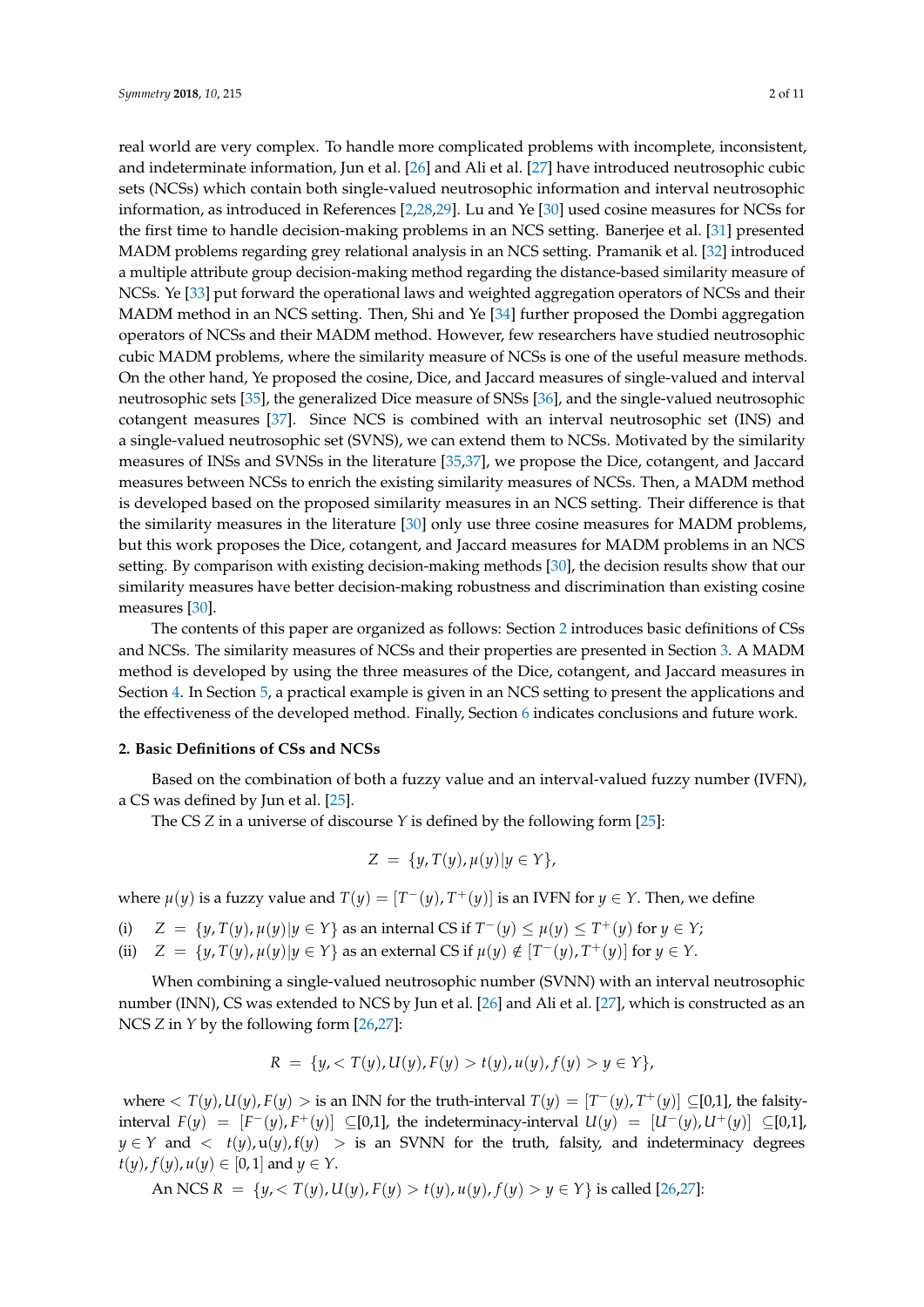real world are very complex. To handle more complicated problems with incomplete, inconsistent, and indeterminate information, Jun et al. [26] and Ali et al. [27] have introduced neutrosophic cubic sets (NCSs) which contain both single-valued neutrosophic information and interval neutrosophic information, as introduced in References [2,28,29]. Lu and Ye [30] used cosine measures for NCSs for the first time to handle decision-making problems in an NCS setting. Banerjee et al. [31] presented MADM problems regarding grey relational analysis in an NCS setting. Pramanik et al. [32] introduced a multiple attribute group decision-making method regarding the distance-based similarity measure of NCSs. Ye [33] put forward the operational laws and weighted aggregation operators of NCSs and their MADM method in an NCS setting. Then, Shi and Ye [34] further proposed the Dombi aggregation operators of NCSs and their MADM method. However, few researchers have studied neutrosophic cubic MADM problems, where the similarity measure of NCSs is one of the useful measure methods. On the other hand, Ye proposed the cosine, Dice, and Jaccard measures of single-valued and interval neutrosophic sets [35], the generalized Dice measure of SNSs [36], and the single-valued neutrosophic cotangent measures [37]. Since NCS is combined with an interval neutrosophic set (INS) and a single-valued neutrosophic set (SVNS), we can extend them to NCSs. Motivated by the similarity measures of INSs and SVNSs in the literature [35,37], we propose the Dice, cotangent, and Jaccard measures between NCSs to enrich the existing similarity measures of NCSs. Then, a MADM method is developed based on the proposed similarity measures in an NCS setting. Their difference is that the similarity measures in the literature [30] only use three cosine measures for MADM problems, but this work proposes the Dice, cotangent, and Jaccard measures for MADM problems in an NCS setting. By comparison with existing decision-making methods [30], the decision results show that our similarity measures have better decision-making robustness and discrimination than existing cosine measures [30].

The contents of this paper are organized as follows: Section 2 introduces basic definitions of CSs and NCSs. The similarity measures of NCSs and their properties are presented in Section 3. A MADM method is developed by using the three measures of the Dice, cotangent, and Jaccard measures in Section 4. In Section 5, a practical example is given in an NCS setting to present the applications and the effectiveness of the developed method. Finally, Section 6 indicates conclusions and future work.

## 2. Basic Definitions of CSs and NCSs

Based on the combination of both a fuzzy value and an interval-valued fuzzy number (IVFN), a CS was defined by Jun et al. [25].

The CS $Z$ in a universe of discourse $Y$ is defined by the following form [25]:

$$Z = \{y, T(y), \mu(y) | y \in Y\},$$

where $\mu(y)$ is a fuzzy value and $T(y) = [T^-(y), T^+(y)]$ is an IVFN for $y \in Y$. Then, we define

(i) $Z = \{y, T(y), \mu(y) | y \in Y\}$ as an internal CS if $T^-(y) \le \mu(y) \le T^+(y)$ for $y \in Y$;

(ii) $Z = \{y, T(y), \mu(y) | y \in Y\}$ as an external CS if $\mu(y) \notin [T^-(y), T^+(y)]$ for $y \in Y$.

When combining a single-valued neutrosophic number (SVNN) with an interval neutrosophic number (INN), CS was extended to NCS by Jun et al. [26] and Ali et al. [27], which is constructed as an NCS $Z$ in $Y$ by the following form [26,27]:

$$R = \{y, < T(y), U(y), F(y) > t(y), u(y), f(y) > y \in Y\},$$

where $< T(y), U(y), F(y) >$ is an INN for the truth-interval $T(y) = [T^-(y), T^+(y)] \subseteq$[0,1], the falsity-interval $F(y) = [F^-(y), F^+(y)] \subseteq$[0,1], the indeterminacy-interval $U(y) = [U^-(y), U^+(y)] \subseteq$[0,1], $y \in Y$ and $< t(y), u(y), f(y) >$ is an SVNN for the truth, falsity, and indeterminacy degrees $t(y), f(y), u(y) \in [0,1]$ and $y \in Y$.

An NCS $R = \{y, < T(y), U(y), F(y) > t(y), u(y), f(y) > y \in Y\}$ is called [26,27]: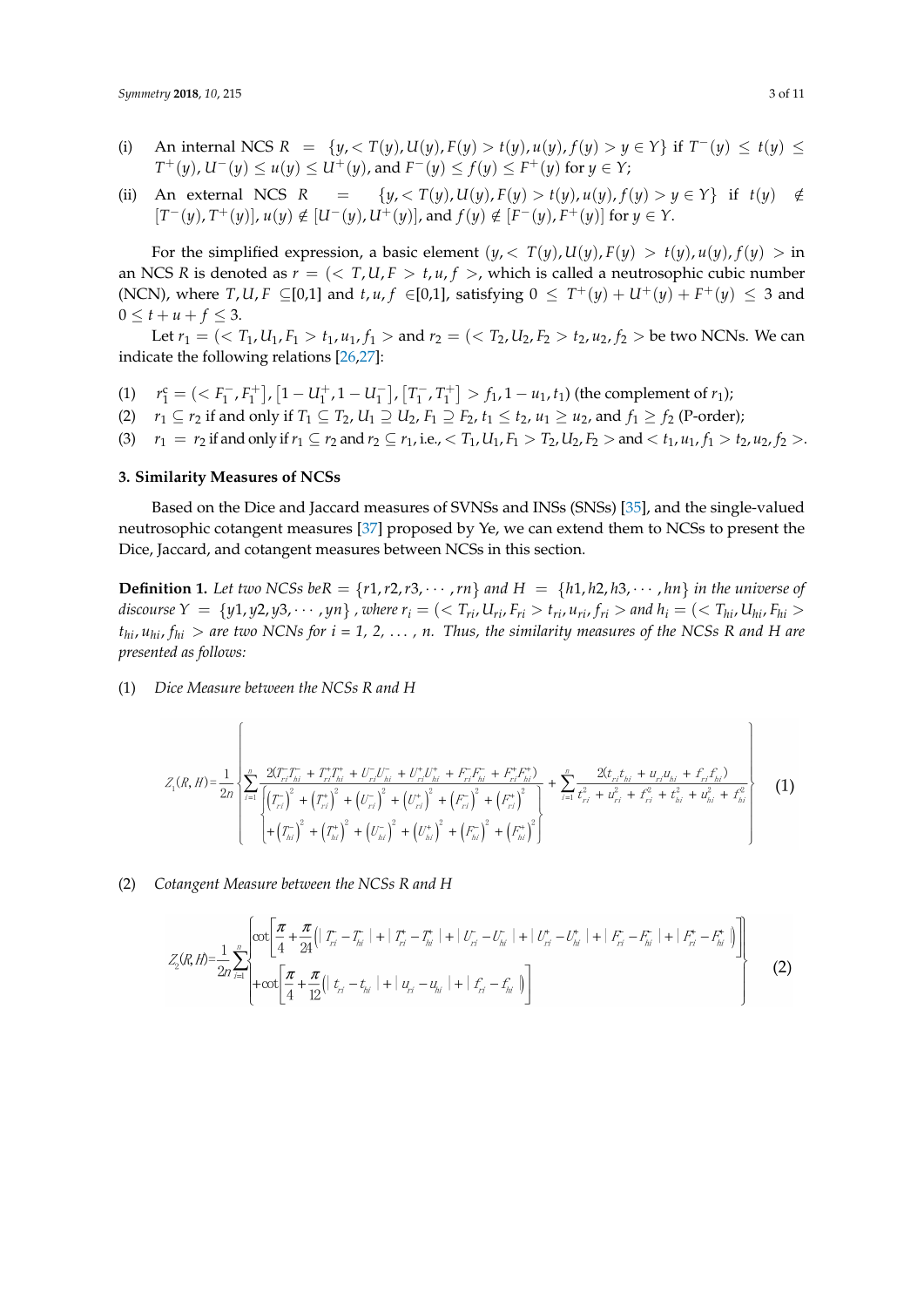(i) An internal NCS $R = \{y, < T(y), U(y), F(y) > t(y), u(y), f(y) > y \in Y\}$ if $T^-(y) \le t(y) \le T^+(y), U^-(y) \le u(y) \le U^+(y)$, and $F^-(y) \le f(y) \le F^+(y)$ for $y \in Y$;

(ii) An external NCS $R = \{y, < T(y), U(y), F(y) > t(y), u(y), f(y) > y \in Y\}$ if $t(y) \notin [T^-(y), T^+(y)]$, $u(y) \notin [U^-(y), U^+(y)]$, and $f(y) \notin [F^-(y), F^+(y)]$ for $y \in Y$.

For the simplified expression, a basic element $(y, < T(y), U(y), F(y) > t(y), u(y), f(y) >$ in an NCS $R$ is denoted as $r = (< T, U, F > t, u, f >$, which is called a neutrosophic cubic number (NCN), where $T, U, F \subseteq [0,1]$ and $t, u, f \in [0,1]$, satisfying $0 \le T^+(y) + U^+(y) + F^+(y) \le 3$ and $0 \le t + u + f \le 3$.

Let $r_1 = (< T_1, U_1, F_1 > t_1, u_1, f_1 >$ and $r_2 = (< T_2, U_2, F_2 > t_2, u_2, f_2 >$ be two NCNs. We can indicate the following relations [26,27]:

(1) $r_1^c = (< F_1^-, F_1^+], [1 - U_1^+, 1 - U_1^-], [T_1^-, T_1^+] > f_1, 1 - u_1, t_1)$ (the complement of $r_1$);

(2) $r_1 \subseteq r_2$ if and only if $T_1 \subseteq T_2$, $U_1 \supseteq U_2$, $F_1 \supseteq F_2$, $t_1 \le t_2$, $u_1 \ge u_2$, and $f_1 \ge f_2$ (P-order);

(3) $r_1 = r_2$ if and only if $r_1 \subseteq r_2$ and $r_2 \subseteq r_1$, i.e., $< T_1, U_1, F_1 > T_2, U_2, F_2 >$ and $< t_1, u_1, f_1 > t_2, u_2, f_2 >$.

## 3. Similarity Measures of NCSs

Based on the Dice and Jaccard measures of SVNSs and INSs (SNSs) [35], and the single-valued neutrosophic cotangent measures [37] proposed by Ye, we can extend them to NCSs to present the Dice, Jaccard, and cotangent measures between NCSs in this section.

**Definition 1.** *Let two NCSs be $R = \{r1, r2, r3, \cdots, rn\}$ and $H = \{h1, h2, h3, \cdots, hn\}$ in the universe of discourse $Y = \{y1, y2, y3, \cdots, yn\}$, where $r_i = (< T_{ri}, U_{ri}, F_{ri} > t_{ri}, u_{ri}, f_{ri} >$ and $h_i = (< T_{hi}, U_{hi}, F_{hi} > t_{hi}, u_{hi}, f_{hi} >$ are two NCNs for i = 1, 2, ..., n. Thus, the similarity measures of the NCSs R and H are presented as follows:*

(1) *Dice Measure between the NCSs R and H*

$$Z_1(R,H) = \frac{1}{2n}\left\{\sum_{i=1}^{n}\frac{2(T_{ri}^-T_{hi}^- + T_{ri}^+T_{hi}^+ + U_{ri}^-U_{hi}^- + U_{ri}^+U_{hi}^+ + F_{ri}^-F_{hi}^- + F_{ri}^+F_{hi}^+)}{\left\{\begin{array}{l}(T_{ri}^-)^2 + (T_{ri}^+)^2 + (U_{ri}^-)^2 + (U_{ri}^+)^2 + (F_{ri}^-)^2 + (F_{ri}^+)^2 \\ + (T_{hi}^-)^2 + (T_{hi}^+)^2 + (U_{hi}^-)^2 + (U_{hi}^+)^2 + (F_{hi}^-)^2 + (F_{hi}^+)^2\end{array}\right\}} + \sum_{i=1}^{n}\frac{2(t_{ri}t_{hi} + u_{ri}u_{hi} + f_{ri}f_{hi})}{t_{ri}^2 + u_{ri}^2 + f_{ri}^2 + t_{hi}^2 + u_{hi}^2 + f_{hi}^2}\right\} \quad (1)$$

(2) *Cotangent Measure between the NCSs R and H*

$$Z_2(R,H) = \frac{1}{2n}\sum_{i=1}^{n}\left\{\begin{array}{l}\cot\left[\frac{\pi}{4} + \frac{\pi}{24}\left(|T_{ri}^- - T_{hi}^-| + |T_{ri}^+ - T_{hi}^+| + |U_{ri}^- - U_{hi}^-| + |U_{ri}^+ - U_{hi}^+| + |F_{ri}^- - F_{hi}^-| + |F_{ri}^+ - F_{hi}^+|\right)\right] \\ + \cot\left[\frac{\pi}{4} + \frac{\pi}{12}\left(|t_{ri} - t_{hi}| + |u_{ri} - u_{hi}| + |f_{ri} - f_{hi}|\right)\right]\end{array}\right\} \quad (2)$$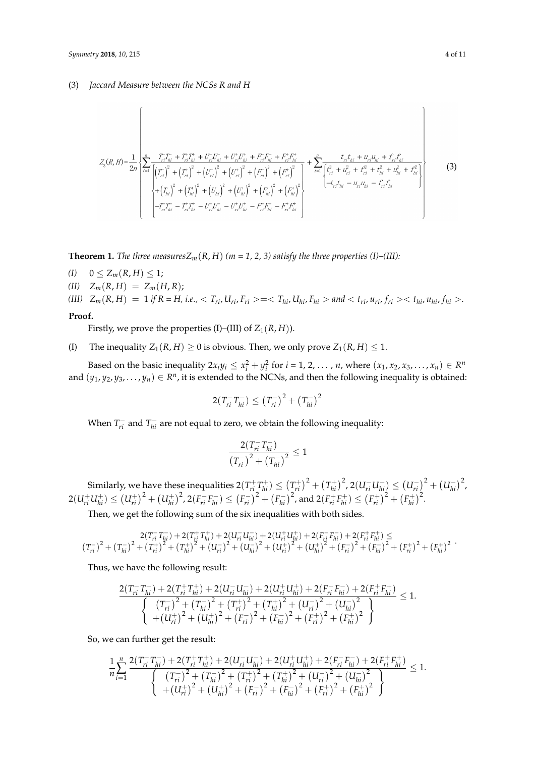(3) *Jaccard Measure between the NCSs R and H*

$$Z_3(R,H)=\frac{1}{2n}\left\{\sum_{i=1}^{n}\frac{T_{ri}^{-}T_{hi}^{-}+T_{ri}^{+}T_{hi}^{+}+U_{ri}^{-}U_{hi}^{-}+U_{ri}^{+}U_{hi}^{+}+F_{ri}^{-}F_{hi}^{-}+F_{ri}^{+}F_{hi}^{+}}{\left[\begin{array}{l}\left(T_{ri}^{-}\right)^2+\left(T_{ri}^{+}\right)^2+\left(U_{ri}^{-}\right)^2+\left(U_{ri}^{+}\right)^2+\left(F_{ri}^{-}\right)^2+\left(F_{ri}^{+}\right)^2\\+\left(T_{hi}^{-}\right)^2+\left(T_{hi}^{+}\right)^2+\left(U_{hi}^{-}\right)^2+\left(U_{hi}^{+}\right)^2+\left(F_{hi}^{-}\right)^2+\left(F_{hi}^{+}\right)^2\\-T_{ri}^{-}T_{hi}^{-}-T_{ri}^{+}T_{hi}^{+}-U_{ri}^{-}U_{hi}^{-}-U_{ri}^{+}U_{hi}^{+}-F_{ri}^{-}F_{hi}^{-}-F_{ri}^{+}F_{hi}^{+}\end{array}\right]}+\sum_{i=1}^{n}\frac{t_{ri}t_{hi}+u_{ri}u_{hi}+f_{ri}f_{hi}}{\left[\begin{array}{l}t_{ri}^2+u_{ri}^2+f_{ri}^2+t_{hi}^2+u_{hi}^2+f_{hi}^2\\-t_{ri}t_{hi}-u_{ri}u_{hi}-f_{ri}f_{hi}\end{array}\right]}\right\} \quad (3)$$

**Theorem 1.** *The three measures* $Z_m(R,H)$ *(m = 1, 2, 3) satisfy the three properties (I)–(III):*

*(I)* $0 \le Z_m(R,H) \le 1$;

*(II)* $Z_m(R,H) = Z_m(H,R)$;

*(III)* $Z_m(R,H) = 1$ *if R = H, i.e.,* $<T_{ri}, U_{ri}, F_{ri}> = <T_{hi}, U_{hi}, F_{hi}>$ *and* $<t_{ri}, u_{ri}, f_{ri}> <t_{hi}, u_{hi}, f_{hi}>$.

**Proof.**

Firstly, we prove the properties (I)–(III) of $Z_1(R,H)$).

(I) The inequality $Z_1(R,H) \ge 0$ is obvious. Then, we only prove $Z_1(R,H) \le 1$.

Based on the basic inequality $2x_iy_i \le x_i^2 + y_i^2$ for $i = 1, 2, \ldots, n$, where $(x_1, x_2, x_3, \ldots, x_n) \in R^n$ and $(y_1, y_2, y_3, \ldots, y_n) \in R^n$, it is extended to the NCNs, and then the following inequality is obtained:

$$2(T_{ri}^{-}T_{hi}^{-}) \le \left(T_{ri}^{-}\right)^2 + \left(T_{hi}^{-}\right)^2$$

When $T_{ri}^{-}$ and $T_{hi}^{-}$ are not equal to zero, we obtain the following inequality:

$$\frac{2(T_{ri}^{-}T_{hi}^{-})}{\left(T_{ri}^{-}\right)^2 + \left(T_{hi}^{-}\right)^2} \le 1$$

Similarly, we have these inequalities $2(T_{ri}^{+}T_{hi}^{+}) \le \left(T_{ri}^{+}\right)^2 + \left(T_{hi}^{+}\right)^2$, $2(U_{ri}^{-}U_{hi}^{-}) \le \left(U_{ri}^{-}\right)^2 + \left(U_{hi}^{-}\right)^2$, $2(U_{ri}^{+}U_{hi}^{+}) \le \left(U_{ri}^{+}\right)^2 + \left(U_{hi}^{+}\right)^2$, $2(F_{ri}^{-}F_{hi}^{-}) \le \left(F_{ri}^{-}\right)^2 + \left(F_{hi}^{-}\right)^2$, and $2(F_{ri}^{+}F_{hi}^{+}) \le \left(F_{ri}^{+}\right)^2 + \left(F_{hi}^{+}\right)^2$.

Then, we get the following sum of the six inequalities with both sides.

$$\begin{array}{c}2(T_{ri}^{-}T_{hi}^{-})+2(T_{ri}^{+}T_{hi}^{+})+2(U_{ri}^{-}U_{hi}^{-})+2(U_{ri}^{+}U_{hi}^{+})+2(F_{ri}^{-}F_{hi}^{-})+2(F_{ri}^{+}F_{hi}^{+}) \le \\ \left(T_{ri}^{-}\right)^2+\left(T_{hi}^{-}\right)^2+\left(T_{ri}^{+}\right)^2+\left(T_{hi}^{+}\right)^2+\left(U_{ri}^{-}\right)^2+\left(U_{hi}^{-}\right)^2+\left(U_{ri}^{+}\right)^2+\left(U_{hi}^{+}\right)^2+\left(F_{ri}^{-}\right)^2+\left(F_{hi}^{-}\right)^2+\left(F_{ri}^{+}\right)^2+\left(F_{hi}^{+}\right)^2\end{array}.$$

Thus, we have the following result:

$$\frac{2(T_{ri}^{-}T_{hi}^{-})+2(T_{ri}^{+}T_{hi}^{+})+2(U_{ri}^{-}U_{hi}^{-})+2(U_{ri}^{+}U_{hi}^{+})+2(F_{ri}^{-}F_{hi}^{-})+2(F_{ri}^{+}F_{hi}^{+})}{\left\{\begin{array}{l}\left(T_{ri}^{-}\right)^2+\left(T_{hi}^{-}\right)^2+\left(T_{ri}^{+}\right)^2+\left(T_{hi}^{+}\right)^2+\left(U_{ri}^{-}\right)^2+\left(U_{hi}^{-}\right)^2\\+\left(U_{ri}^{+}\right)^2+\left(U_{hi}^{+}\right)^2+\left(F_{ri}^{-}\right)^2+\left(F_{hi}^{-}\right)^2+\left(F_{ri}^{+}\right)^2+\left(F_{hi}^{+}\right)^2\end{array}\right\}} \le 1.$$

So, we can further get the result:

$$\frac{1}{n}\sum_{i=1}^{n}\frac{2(T_{ri}^{-}T_{hi}^{-})+2(T_{ri}^{+}T_{hi}^{+})+2(U_{ri}^{-}U_{hi}^{-})+2(U_{ri}^{+}U_{hi}^{+})+2(F_{ri}^{-}F_{hi}^{-})+2(F_{ri}^{+}F_{hi}^{+})}{\left\{\begin{array}{l}\left(T_{ri}^{-}\right)^2+\left(T_{hi}^{-}\right)^2+\left(T_{ri}^{+}\right)^2+\left(T_{hi}^{+}\right)^2+\left(U_{ri}^{-}\right)^2+\left(U_{hi}^{-}\right)^2\\+\left(U_{ri}^{+}\right)^2+\left(U_{hi}^{+}\right)^2+\left(F_{ri}^{-}\right)^2+\left(F_{hi}^{-}\right)^2+\left(F_{ri}^{+}\right)^2+\left(F_{hi}^{+}\right)^2\end{array}\right\}} \le 1.$$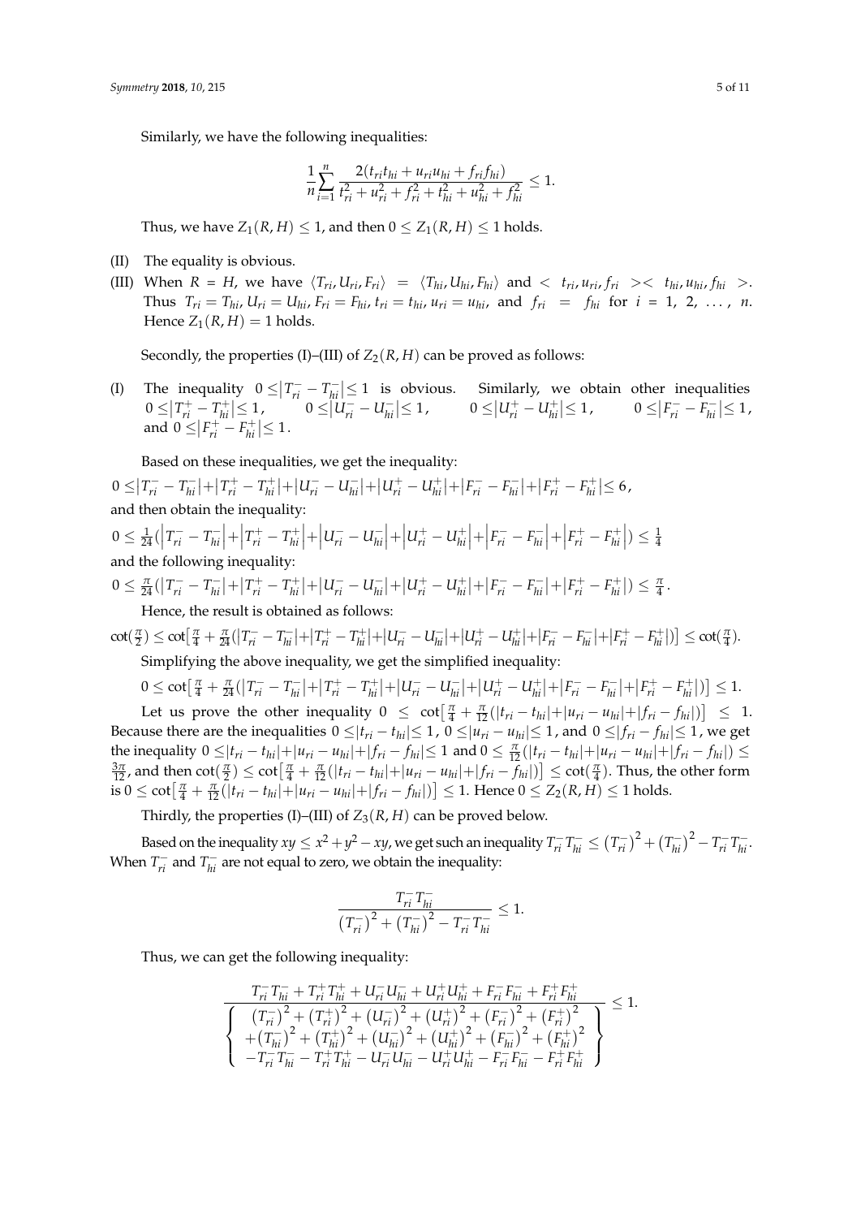Similarly, we have the following inequalities:

$$\frac{1}{n}\sum_{i=1}^{n}\frac{2(t_{ri}t_{hi}+u_{ri}u_{hi}+f_{ri}f_{hi})}{t_{ri}^2+u_{ri}^2+f_{ri}^2+t_{hi}^2+u_{hi}^2+f_{hi}^2}\leq 1.$$

Thus, we have $Z_1(R,H)\leq 1$, and then $0\leq Z_1(R,H)\leq 1$ holds.

(II) The equality is obvious.

(III) When $R=H$, we have $\langle T_{ri},U_{ri},F_{ri}\rangle = \langle T_{hi},U_{hi},F_{hi}\rangle$ and $<t_{ri},u_{ri},f_{ri}>< t_{hi},u_{hi},f_{hi}>$. Thus $T_{ri}=T_{hi}$, $U_{ri}=U_{hi}$, $F_{ri}=F_{hi}$, $t_{ri}=t_{hi}$, $u_{ri}=u_{hi}$, and $f_{ri}=f_{hi}$ for $i=1,2,\ldots,n$. Hence $Z_1(R,H)=1$ holds.

Secondly, the properties (I)–(III) of $Z_2(R,H)$ can be proved as follows:

(I) The inequality $0\leq|T_{ri}^- - T_{hi}^-|\leq 1$ is obvious. Similarly, we obtain other inequalities $0\leq|T_{ri}^+ - T_{hi}^+|\leq 1$, $0\leq|U_{ri}^- - U_{hi}^-|\leq 1$, $0\leq|U_{ri}^+ - U_{hi}^+|\leq 1$, $0\leq|F_{ri}^- - F_{hi}^-|\leq 1$, and $0\leq|F_{ri}^+ - F_{hi}^+|\leq 1$.

Based on these inequalities, we get the inequality:

$0\leq|T_{ri}^- - T_{hi}^-|+|T_{ri}^+ - T_{hi}^+|+|U_{ri}^- - U_{hi}^-|+|U_{ri}^+ - U_{hi}^+|+|F_{ri}^- - F_{hi}^-|+|F_{ri}^+ - F_{hi}^+|\leq 6$,

and then obtain the inequality:

$0\leq\frac{1}{24}\left(\left|T_{ri}^- - T_{hi}^-\right|+\left|T_{ri}^+ - T_{hi}^+\right|+\left|U_{ri}^- - U_{hi}^-\right|+\left|U_{ri}^+ - U_{hi}^+\right|+\left|F_{ri}^- - F_{hi}^-\right|+\left|F_{ri}^+ - F_{hi}^+\right|\right)\leq\frac{1}{4}$

and the following inequality:

$0\leq\frac{\pi}{24}\left(\left|T_{ri}^- - T_{hi}^-\right|+\left|T_{ri}^+ - T_{hi}^+\right|+\left|U_{ri}^- - U_{hi}^-\right|+\left|U_{ri}^+ - U_{hi}^+\right|+\left|F_{ri}^- - F_{hi}^-\right|+\left|F_{ri}^+ - F_{hi}^+\right|\right)\leq\frac{\pi}{4}$.

Hence, the result is obtained as follows:

$\cot(\frac{\pi}{2})\leq\cot\left[\frac{\pi}{4}+\frac{\pi}{24}(|T_{ri}^- - T_{hi}^-|+|T_{ri}^+ - T_{hi}^+|+|U_{ri}^- - U_{hi}^-|+|U_{ri}^+ - U_{hi}^+|+|F_{ri}^- - F_{hi}^-|+|F_{ri}^+ - F_{hi}^+|)\right]\leq\cot(\frac{\pi}{4})$.

Simplifying the above inequality, we get the simplified inequality:

$0\leq\cot\left[\frac{\pi}{4}+\frac{\pi}{24}(\left|T_{ri}^- - T_{hi}^-\right|+\left|T_{ri}^+ - T_{hi}^+\right|+\left|U_{ri}^- - U_{hi}^-\right|+\left|U_{ri}^+ - U_{hi}^+\right|+\left|F_{ri}^- - F_{hi}^-\right|+\left|F_{ri}^+ - F_{hi}^+\right|)\right]\leq 1$.

Let us prove the other inequality $0\leq\cot\left[\frac{\pi}{4}+\frac{\pi}{12}(|t_{ri}-t_{hi}|+|u_{ri}-u_{hi}|+|f_{ri}-f_{hi}|)\right]\leq 1$. Because there are the inequalities $0\leq|t_{ri}-t_{hi}|\leq 1$, $0\leq|u_{ri}-u_{hi}|\leq 1$, and $0\leq|f_{ri}-f_{hi}|\leq 1$, we get the inequality $0\leq|t_{ri}-t_{hi}|+|u_{ri}-u_{hi}|+|f_{ri}-f_{hi}|\leq 1$ and $0\leq\frac{\pi}{12}(|t_{ri}-t_{hi}|+|u_{ri}-u_{hi}|+|f_{ri}-f_{hi}|)\leq\frac{3\pi}{12}$, and then $\cot(\frac{\pi}{2})\leq\cot\left[\frac{\pi}{4}+\frac{\pi}{12}(|t_{ri}-t_{hi}|+|u_{ri}-u_{hi}|+|f_{ri}-f_{hi}|)\right]\leq\cot(\frac{\pi}{4})$. Thus, the other form is $0\leq\cot\left[\frac{\pi}{4}+\frac{\pi}{12}(|t_{ri}-t_{hi}|+|u_{ri}-u_{hi}|+|f_{ri}-f_{hi}|)\right]\leq 1$. Hence $0\leq Z_2(R,H)\leq 1$ holds.

Thirdly, the properties (I)–(III) of $Z_3(R,H)$ can be proved below.

Based on the inequality $xy\leq x^2+y^2-xy$, we get such an inequality $T_{ri}^-T_{hi}^-\leq\left(T_{ri}^-\right)^2+\left(T_{hi}^-\right)^2-T_{ri}^-T_{hi}^-$. When $T_{ri}^-$ and $T_{hi}^-$ are not equal to zero, we obtain the inequality:

$$\frac{T_{ri}^-T_{hi}^-}{\left(T_{ri}^-\right)^2+\left(T_{hi}^-\right)^2-T_{ri}^-T_{hi}^-}\leq 1.$$

Thus, we can get the following inequality:

$$\frac{T_{ri}^-T_{hi}^-+T_{ri}^+T_{hi}^++U_{ri}^-U_{hi}^-+U_{ri}^+U_{hi}^++F_{ri}^-F_{hi}^-+F_{ri}^+F_{hi}^+}{\left\{\begin{array}{c}\left(T_{ri}^-\right)^2+\left(T_{ri}^+\right)^2+\left(U_{ri}^-\right)^2+\left(U_{ri}^+\right)^2+\left(F_{ri}^-\right)^2+\left(F_{ri}^+\right)^2\\+\left(T_{hi}^-\right)^2+\left(T_{hi}^+\right)^2+\left(U_{hi}^-\right)^2+\left(U_{hi}^+\right)^2+\left(F_{hi}^-\right)^2+\left(F_{hi}^+\right)^2\\-T_{ri}^-T_{hi}^- - T_{ri}^+T_{hi}^+ - U_{ri}^-U_{hi}^- - U_{ri}^+U_{hi}^+ - F_{ri}^-F_{hi}^- - F_{ri}^+F_{hi}^+\end{array}\right\}}\leq 1.$$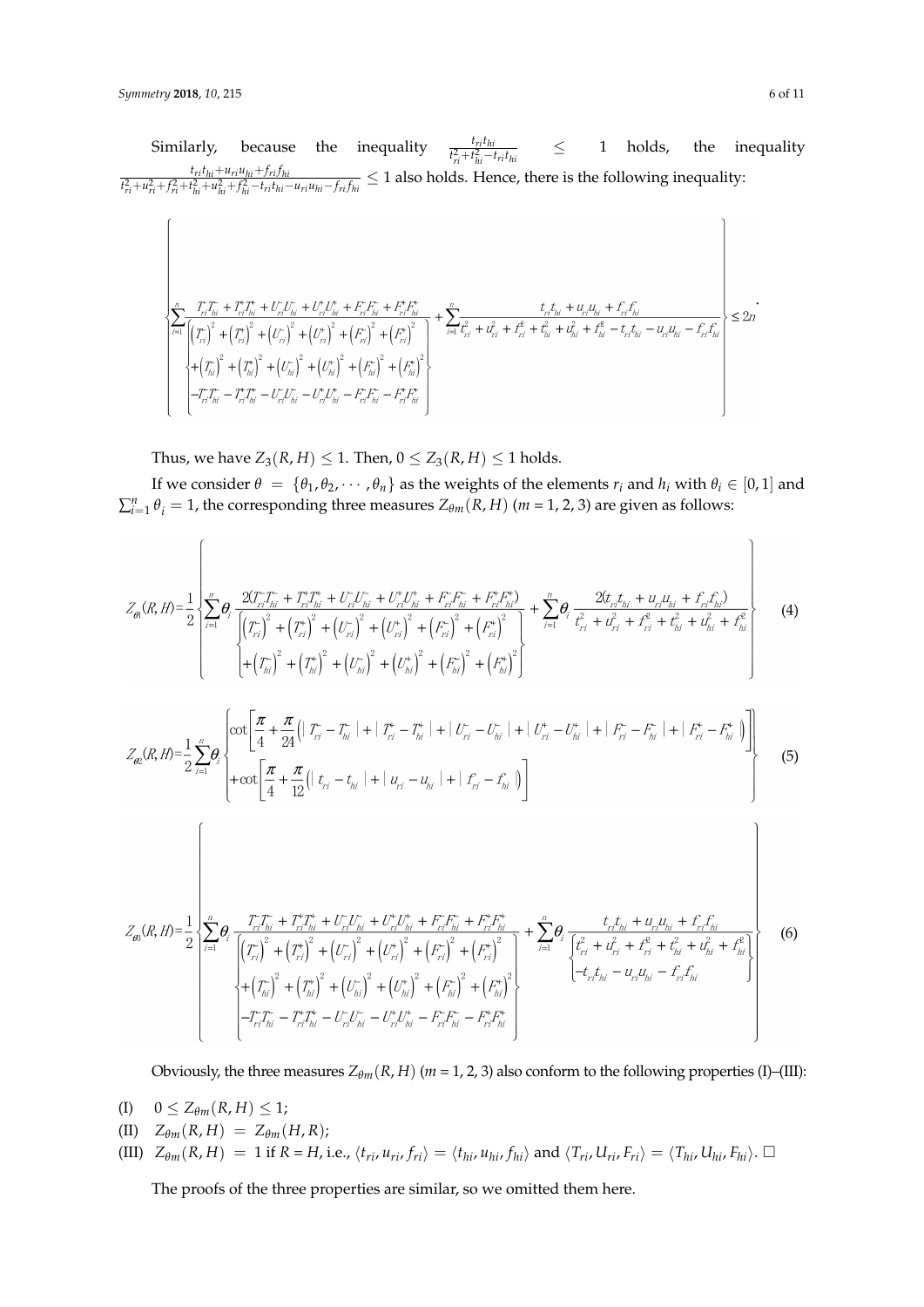Similarly, because the inequality $\frac{t_{ri}t_{hi}}{t_{ri}^2+t_{hi}^2-t_{ri}t_{hi}} \leq 1$ holds, the inequality $\frac{t_{ri}t_{hi}+u_{ri}u_{hi}+f_{ri}f_{hi}}{t_{ri}^2+u_{ri}^2+f_{ri}^2+t_{hi}^2+u_{hi}^2+f_{hi}^2-t_{ri}t_{hi}-u_{ri}u_{hi}-f_{ri}f_{hi}} \leq 1$ also holds. Hence, there is the following inequality:

$$\left\{ \sum_{i=1}^{n} \frac{T_{ri}^-T_{hi}^- + T_{ri}^+T_{hi}^+ + U_{ri}^-U_{hi}^- + U_{ri}^+U_{hi}^+ + F_{ri}^-F_{hi}^- + F_{ri}^+F_{hi}^+}{\left\{ \begin{array}{l} \left(T_{ri}^-\right)^2 + \left(T_{ri}^+\right)^2 + \left(U_{ri}^-\right)^2 + \left(U_{ri}^+\right)^2 + \left(F_{ri}^-\right)^2 + \left(F_{ri}^+\right)^2 \\ + \left(T_{hi}^-\right)^2 + \left(T_{hi}^+\right)^2 + \left(U_{hi}^-\right)^2 + \left(U_{hi}^+\right)^2 + \left(F_{hi}^-\right)^2 + \left(F_{hi}^+\right)^2 \\ -T_{ri}^-T_{hi}^- - T_{ri}^+T_{hi}^+ - U_{ri}^-U_{hi}^- - U_{ri}^+U_{hi}^+ - F_{ri}^-F_{hi}^- - F_{ri}^+F_{hi}^+ \end{array} \right\}} + \sum_{i=1}^{n} \frac{t_{ri}t_{hi} + u_{ri}u_{hi} + f_{ri}f_{hi}}{t_{ri}^2 + u_{ri}^2 + f_{ri}^2 + t_{hi}^2 + u_{hi}^2 + f_{hi}^2 - t_{ri}t_{hi} - u_{ri}u_{hi} - f_{ri}f_{hi}} \right\} \leq 2n.$$

Thus, we have $Z_3(R, H) \leq 1$. Then, $0 \leq Z_3(R, H) \leq 1$ holds.

If we consider $\theta = \{\theta_1, \theta_2, \cdots, \theta_n\}$ as the weights of the elements $r_i$ and $h_i$ with $\theta_i \in [0, 1]$ and $\sum_{i=1}^{n} \theta_i = 1$, the corresponding three measures $Z_{\theta m}(R, H)$ ($m$ = 1, 2, 3) are given as follows:

$$Z_{\theta 1}(R, H) = \frac{1}{2} \left\{ \sum_{i=1}^{n} \theta_i \frac{2(T_{ri}^-T_{hi}^- + T_{ri}^+T_{hi}^+ + U_{ri}^-U_{hi}^- + U_{ri}^+U_{hi}^+ + F_{ri}^-F_{hi}^- + F_{ri}^+F_{hi}^+)}{\left[ \begin{array}{l} \left(T_{ri}^-\right)^2 + \left(T_{ri}^+\right)^2 + \left(U_{ri}^-\right)^2 + \left(U_{ri}^+\right)^2 + \left(F_{ri}^-\right)^2 + \left(F_{ri}^+\right)^2 \\ + \left(T_{hi}^-\right)^2 + \left(T_{hi}^+\right)^2 + \left(U_{hi}^-\right)^2 + \left(U_{hi}^+\right)^2 + \left(F_{hi}^-\right)^2 + \left(F_{hi}^+\right)^2 \end{array} \right]} + \sum_{i=1}^{n} \theta_i \frac{2(t_{ri}t_{hi} + u_{ri}u_{hi} + f_{ri}f_{hi})}{t_{ri}^2 + u_{ri}^2 + f_{ri}^2 + t_{hi}^2 + u_{hi}^2 + f_{hi}^2} \right\} \quad (4)$$

$$Z_{\theta 2}(R, H) = \frac{1}{2} \sum_{i=1}^{n} \theta_i \left\{ \begin{array}{l} \cot\left[ \frac{\pi}{4} + \frac{\pi}{24}\left( |T_{ri}^- - T_{hi}^-| + |T_{ri}^+ - T_{hi}^+| + |U_{ri}^- - U_{hi}^-| + |U_{ri}^+ - U_{hi}^+| + |F_{ri}^- - F_{hi}^-| + |F_{ri}^+ - F_{hi}^+| \right) \right] \\ + \cot\left[ \frac{\pi}{4} + \frac{\pi}{12}\left( |t_{ri} - t_{hi}| + |u_{ri} - u_{hi}| + |f_{ri} - f_{hi}| \right) \right] \end{array} \right\} \quad (5)$$

$$Z_{\theta 3}(R, H) = \frac{1}{2} \left\{ \sum_{i=1}^{n} \theta_i \frac{T_{ri}^-T_{hi}^- + T_{ri}^+T_{hi}^+ + U_{ri}^-U_{hi}^- + U_{ri}^+U_{hi}^+ + F_{ri}^-F_{hi}^- + F_{ri}^+F_{hi}^+}{\left\{ \begin{array}{l} \left(T_{ri}^-\right)^2 + \left(T_{ri}^+\right)^2 + \left(U_{ri}^-\right)^2 + \left(U_{ri}^+\right)^2 + \left(F_{ri}^-\right)^2 + \left(F_{ri}^+\right)^2 \\ + \left(T_{hi}^-\right)^2 + \left(T_{hi}^+\right)^2 + \left(U_{hi}^-\right)^2 + \left(U_{hi}^+\right)^2 + \left(F_{hi}^-\right)^2 + \left(F_{hi}^+\right)^2 \\ -T_{ri}^-T_{hi}^- - T_{ri}^+T_{hi}^+ - U_{ri}^-U_{hi}^- - U_{ri}^+U_{hi}^+ - F_{ri}^-F_{hi}^- - F_{ri}^+F_{hi}^+ \end{array} \right\}} + \sum_{i=1}^{n} \theta_i \frac{t_{ri}t_{hi} + u_{ri}u_{hi} + f_{ri}f_{hi}}{\left\{ \begin{array}{l} t_{ri}^2 + u_{ri}^2 + f_{ri}^2 + t_{hi}^2 + u_{hi}^2 + f_{hi}^2 \\ -t_{ri}t_{hi} - u_{ri}u_{hi} - f_{ri}f_{hi} \end{array} \right\}} \right\} \quad (6)$$

Obviously, the three measures $Z_{\theta m}(R, H)$ ($m$ = 1, 2, 3) also conform to the following properties (I)–(III):

(I) $0 \leq Z_{\theta m}(R, H) \leq 1$;

(II) $Z_{\theta m}(R, H) = Z_{\theta m}(H, R)$;

(III) $Z_{\theta m}(R, H) = 1$ if $R = H$, i.e., $\langle t_{ri}, u_{ri}, f_{ri} \rangle = \langle t_{hi}, u_{hi}, f_{hi} \rangle$ and $\langle T_{ri}, U_{ri}, F_{ri} \rangle = \langle T_{hi}, U_{hi}, F_{hi} \rangle$. □

The proofs of the three properties are similar, so we omitted them here.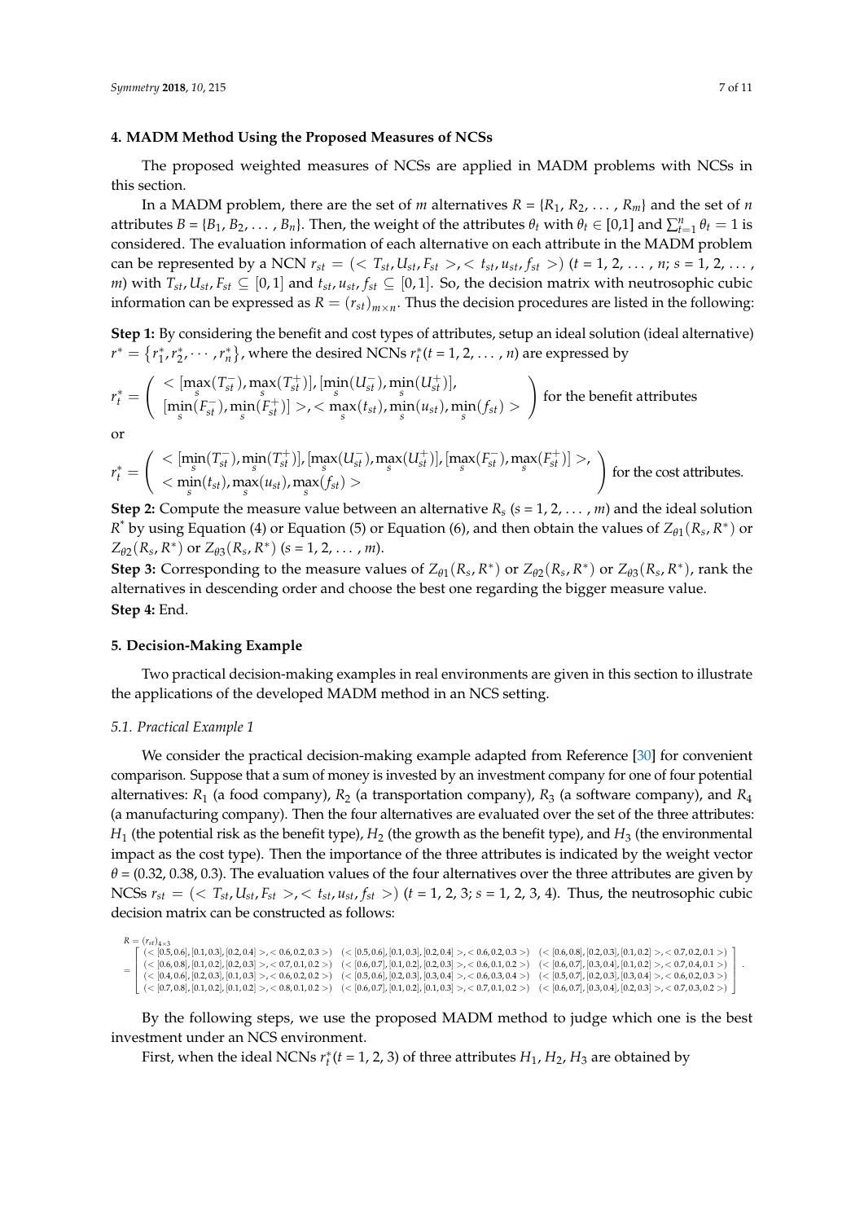## 4. MADM Method Using the Proposed Measures of NCSs

The proposed weighted measures of NCSs are applied in MADM problems with NCSs in this section.

In a MADM problem, there are the set of $m$ alternatives $R = \{R_1, R_2, \ldots, R_m\}$ and the set of $n$ attributes $B = \{B_1, B_2, \ldots, B_n\}$. Then, the weight of the attributes $\theta_t$ with $\theta_t \in [0,1]$ and $\sum_{t=1}^{n} \theta_t = 1$ is considered. The evaluation information of each alternative on each attribute in the MADM problem can be represented by a NCN $r_{st} = (< T_{st}, U_{st}, F_{st} >, < t_{st}, u_{st}, f_{st} >)$ ($t$ = 1, 2, ..., $n$; $s$ = 1, 2, ..., $m$) with $T_{st}, U_{st}, F_{st} \subseteq [0,1]$ and $t_{st}, u_{st}, f_{st} \subseteq [0,1]$. So, the decision matrix with neutrosophic cubic information can be expressed as $R = (r_{st})_{m \times n}$. Thus the decision procedures are listed in the following:

**Step 1:** By considering the benefit and cost types of attributes, setup an ideal solution (ideal alternative) $r^* = \{r_1^*, r_2^*, \cdots, r_n^*\}$, where the desired NCNs $r_t^*$ ($t$ = 1, 2, ..., $n$) are expressed by

$$r_t^* = \left( \begin{array}{l} < [\max_s(T_{st}^-), \max_s(T_{st}^+)], [\min_s(U_{st}^-), \min_s(U_{st}^+)], \\ [\min_s(F_{st}^-), \min_s(F_{st}^+)] >, < \max_s(t_{st}), \min_s(u_{st}), \min_s(f_{st}) > \end{array} \right) \text{ for the benefit attributes}$$

or

$$r_t^* = \left( \begin{array}{l} < [\min_s(T_{st}^-), \min_s(T_{st}^+)], [\max_s(U_{st}^-), \max_s(U_{st}^+)], [\max_s(F_{st}^-), \max_s(F_{st}^+)] >, \\ < \min_s(t_{st}), \max_s(u_{st}), \max_s(f_{st}) > \end{array} \right) \text{ for the cost attributes.}$$

**Step 2:** Compute the measure value between an alternative $R_s$ ($s$ = 1, 2, ..., $m$) and the ideal solution $R^*$ by using Equation (4) or Equation (5) or Equation (6), and then obtain the values of $Z_{\theta 1}(R_s, R^*)$ or $Z_{\theta 2}(R_s, R^*)$ or $Z_{\theta 3}(R_s, R^*)$ ($s$ = 1, 2, ..., $m$).

**Step 3:** Corresponding to the measure values of $Z_{\theta 1}(R_s, R^*)$ or $Z_{\theta 2}(R_s, R^*)$ or $Z_{\theta 3}(R_s, R^*)$, rank the alternatives in descending order and choose the best one regarding the bigger measure value.

**Step 4:** End.

## 5. Decision-Making Example

Two practical decision-making examples in real environments are given in this section to illustrate the applications of the developed MADM method in an NCS setting.

### 5.1. Practical Example 1

We consider the practical decision-making example adapted from Reference [30] for convenient comparison. Suppose that a sum of money is invested by an investment company for one of four potential alternatives: $R_1$ (a food company), $R_2$ (a transportation company), $R_3$ (a software company), and $R_4$ (a manufacturing company). Then the four alternatives are evaluated over the set of the three attributes: $H_1$ (the potential risk as the benefit type), $H_2$ (the growth as the benefit type), and $H_3$ (the environmental impact as the cost type). Then the importance of the three attributes is indicated by the weight vector $\theta$ = (0.32, 0.38, 0.3). The evaluation values of the four alternatives over the three attributes are given by NCSs $r_{st} = (< T_{st}, U_{st}, F_{st} >, < t_{st}, u_{st}, f_{st} >)$ ($t$ = 1, 2, 3; $s$ = 1, 2, 3, 4). Thus, the neutrosophic cubic decision matrix can be constructed as follows:

$$R = (r_{st})_{4 \times 3} = \begin{bmatrix} (<[0.5,0.6],[0.1,0.3],[0.2,0.4]>,<0.6,0.2,0.3>) & (<[0.5,0.6],[0.1,0.3],[0.2,0.4]>,<0.6,0.2,0.3>) & (<[0.6,0.8],[0.2,0.3],[0.1,0.2]>,<0.7,0.2,0.1>) \\ (<[0.6,0.8],[0.1,0.2],[0.2,0.3]>,<0.7,0.1,0.2>) & (<[0.6,0.7],[0.1,0.2],[0.2,0.3]>,<0.6,0.1,0.2>) & (<[0.6,0.7],[0.3,0.4],[0.1,0.2]>,<0.7,0.4,0.1>) \\ (<[0.4,0.6],[0.2,0.3],[0.1,0.3]>,<0.6,0.2,0.2>) & (<[0.5,0.6],[0.2,0.3],[0.3,0.4]>,<0.6,0.3,0.4>) & (<[0.5,0.7],[0.2,0.3],[0.3,0.4]>,<0.6,0.2,0.3>) \\ (<[0.7,0.8],[0.1,0.2],[0.1,0.2]>,<0.8,0.1,0.2>) & (<[0.6,0.7],[0.1,0.2],[0.1,0.3]>,<0.7,0.1,0.2>) & (<[0.6,0.7],[0.3,0.4],[0.2,0.3]>,<0.7,0.3,0.2>) \end{bmatrix}.$$

By the following steps, we use the proposed MADM method to judge which one is the best investment under an NCS environment.

First, when the ideal NCNs $r_t^*$ ($t$ = 1, 2, 3) of three attributes $H_1$, $H_2$, $H_3$ are obtained by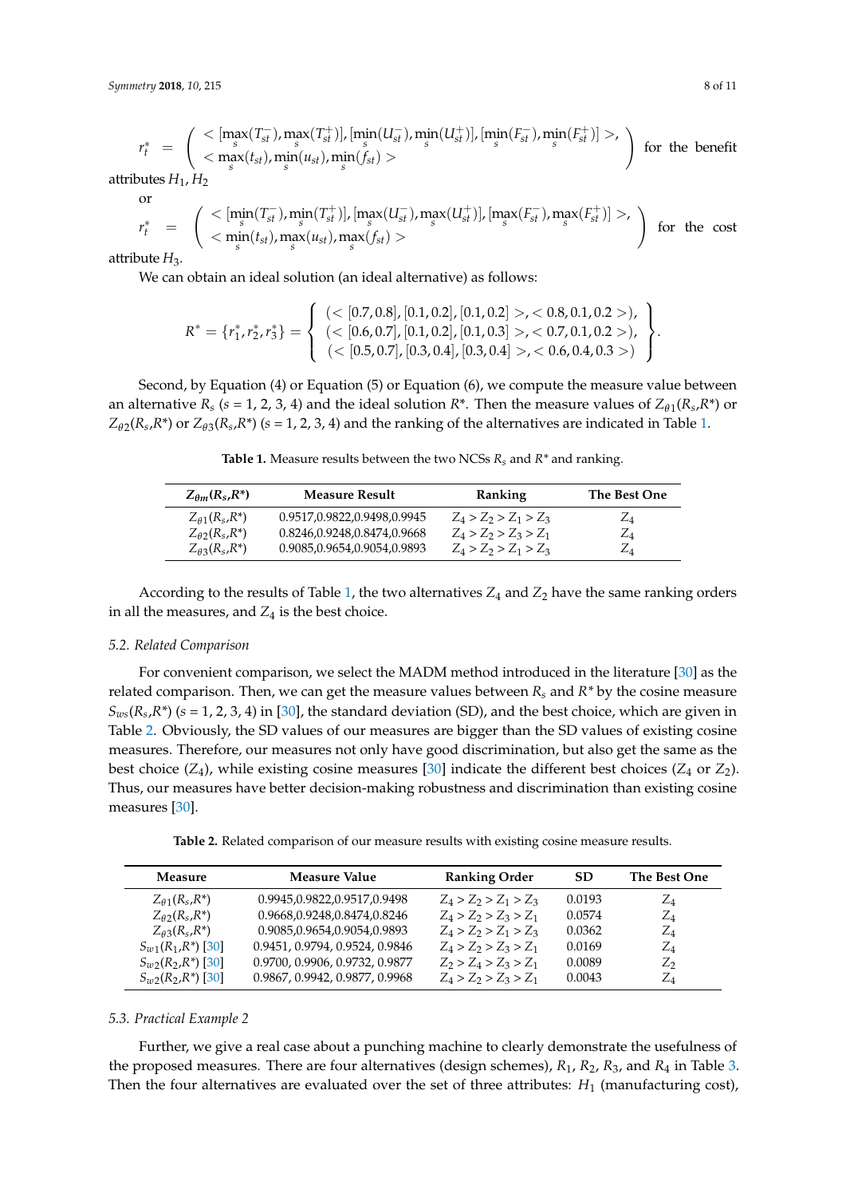$$r_t^* = \left( \begin{array}{l} < [\max_s(T_{st}^-), \max_s(T_{st}^+)], [\min_s(U_{st}^-), \min_s(U_{st}^+)], [\min_s(F_{st}^-), \min_s(F_{st}^+)] >, \\ < \max_s(t_{st}), \min_s(u_{st}), \min_s(f_{st}) > \end{array} \right) \text{ for the benefit}$$

attributes $H_1$, $H_2$

or

$$r_t^* = \left( \begin{array}{l} < [\min_s(T_{st}^-), \min_s(T_{st}^+)], [\max_s(U_{st}^-), \max_s(U_{st}^+)], [\max_s(F_{st}^-), \max_s(F_{st}^+)] >, \\ < \min_s(t_{st}), \max_s(u_{st}), \max_s(f_{st}) > \end{array} \right) \text{ for the cost}$$

attribute $H_3$.

We can obtain an ideal solution (an ideal alternative) as follows:

$$R^* = \{r_1^*, r_2^*, r_3^*\} = \left\{ \begin{array}{l} (< [0.7, 0.8], [0.1, 0.2], [0.1, 0.2] >, < 0.8, 0.1, 0.2 >), \\ (< [0.6, 0.7], [0.1, 0.2], [0.1, 0.3] >, < 0.7, 0.1, 0.2 >), \\ (< [0.5, 0.7], [0.3, 0.4], [0.3, 0.4] >, < 0.6, 0.4, 0.3 >) \end{array} \right\}.$$

Second, by Equation (4) or Equation (5) or Equation (6), we compute the measure value between an alternative $R_s$ ($s$ = 1, 2, 3, 4) and the ideal solution $R^*$. Then the measure values of $Z_{\theta 1}(R_s,R^*)$ or $Z_{\theta 2}(R_s,R^*)$ or $Z_{\theta 3}(R_s,R^*)$ ($s$ = 1, 2, 3, 4) and the ranking of the alternatives are indicated in Table 1.

**Table 1.** Measure results between the two NCSs $R_s$ and $R^*$ and ranking.

| $Z_{\theta m}(R_s,R^*)$ | Measure Result | Ranking | The Best One |
|---|---|---|---|
| $Z_{\theta 1}(R_s,R^*)$ | 0.9517,0.9822,0.9498,0.9945 | $Z_4 > Z_2 > Z_1 > Z_3$ | $Z_4$ |
| $Z_{\theta 2}(R_s,R^*)$ | 0.8246,0.9248,0.8474,0.9668 | $Z_4 > Z_2 > Z_3 > Z_1$ | $Z_4$ |
| $Z_{\theta 3}(R_s,R^*)$ | 0.9085,0.9654,0.9054,0.9893 | $Z_4 > Z_2 > Z_1 > Z_3$ | $Z_4$ |

According to the results of Table 1, the two alternatives $Z_4$ and $Z_2$ have the same ranking orders in all the measures, and $Z_4$ is the best choice.

### 5.2. Related Comparison

For convenient comparison, we select the MADM method introduced in the literature [30] as the related comparison. Then, we can get the measure values between $R_s$ and $R^*$ by the cosine measure $S_{ws}(R_s,R^*)$ ($s$ = 1, 2, 3, 4) in [30], the standard deviation (SD), and the best choice, which are given in Table 2. Obviously, the SD values of our measures are bigger than the SD values of existing cosine measures. Therefore, our measures not only have good discrimination, but also get the same as the best choice ($Z_4$), while existing cosine measures [30] indicate the different best choices ($Z_4$ or $Z_2$). Thus, our measures have better decision-making robustness and discrimination than existing cosine measures [30].

**Table 2.** Related comparison of our measure results with existing cosine measure results.

| Measure | Measure Value | Ranking Order | SD | The Best One |
|---|---|---|---|---|
| $Z_{\theta 1}(R_s,R^*)$ | 0.9945,0.9822,0.9517,0.9498 | $Z_4 > Z_2 > Z_1 > Z_3$ | 0.0193 | $Z_4$ |
| $Z_{\theta 2}(R_s,R^*)$ | 0.9668,0.9248,0.8474,0.8246 | $Z_4 > Z_2 > Z_3 > Z_1$ | 0.0574 | $Z_4$ |
| $Z_{\theta 3}(R_s,R^*)$ | 0.9085,0.9654,0.9054,0.9893 | $Z_4 > Z_2 > Z_1 > Z_3$ | 0.0362 | $Z_4$ |
| $S_{w1}(R_1,R^*)$ [30] | 0.9451, 0.9794, 0.9524, 0.9846 | $Z_4 > Z_2 > Z_3 > Z_1$ | 0.0169 | $Z_4$ |
| $S_{w2}(R_2,R^*)$ [30] | 0.9700, 0.9906, 0.9732, 0.9877 | $Z_2 > Z_4 > Z_3 > Z_1$ | 0.0089 | $Z_2$ |
| $S_{w2}(R_2,R^*)$ [30] | 0.9867, 0.9942, 0.9877, 0.9968 | $Z_4 > Z_2 > Z_3 > Z_1$ | 0.0043 | $Z_4$ |

### 5.3. Practical Example 2

Further, we give a real case about a punching machine to clearly demonstrate the usefulness of the proposed measures. There are four alternatives (design schemes), $R_1$, $R_2$, $R_3$, and $R_4$ in Table 3. Then the four alternatives are evaluated over the set of three attributes: $H_1$ (manufacturing cost),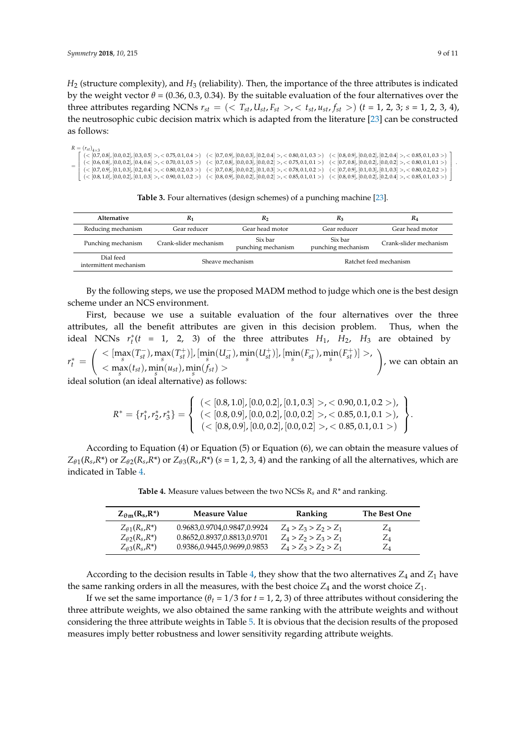$H_2$ (structure complexity), and $H_3$ (reliability). Then, the importance of the three attributes is indicated by the weight vector $\theta$ = (0.36, 0.3, 0.34). By the suitable evaluation of the four alternatives over the three attributes regarding NCNs $r_{st} = (< T_{st}, U_{st}, F_{st} >, < t_{st}, u_{st}, f_{st} >)$ ($t$ = 1, 2, 3; $s$ = 1, 2, 3, 4), the neutrosophic cubic decision matrix which is adapted from the literature [23] can be constructed as follows:

$$R = (r_{st})_{4\times 3} = \begin{bmatrix} (<[0.7,0.8],[0.0,0.2],[0.3,0.5]>,<0.75,0.1,0.4>) & (<[0.7,0.9],[0.0,0.3],[0.2,0.4]>,<0.80,0.1,0.3>) & (<[0.8,0.9],[0.0,0.2],[0.2,0.4]>,<0.85,0.1,0.3>) \\ (<[0.6,0.8],[0.0,0.2],[0.4,0.6]>,<0.70,0.1,0.5>) & (<[0.7,0.8],[0.0,0.3],[0.0,0.2]>,<0.75,0.1,0.1>) & (<[0.7,0.8],[0.0,0.2],[0.0,0.2]>,<0.80,0.1,0.1>) \\ (<[0.7,0.9],[0.1,0.3],[0.2,0.4]>,<0.80,0.2,0.3>) & (<[0.7,0.8],[0.0,0.2],[0.1,0.3]>,<0.78,0.1,0.2>) & (<[0.7,0.9],[0.1,0.3],[0.1,0.3]>,<0.80,0.2,0.2>) \\ (<[0.8,1.0],[0.0,0.2],[0.1,0.3]>,<0.90,0.1,0.2>) & (<[0.8,0.9],[0.0,0.2],[0.0,0.2]>,<0.85,0.1,0.1>) & (<[0.8,0.9],[0.0,0.2],[0.2,0.4]>,<0.85,0.1,0.3>) \end{bmatrix}.$$

**Table 3.** Four alternatives (design schemes) of a punching machine [23].

| Alternative | $R_1$ | $R_2$ | $R_3$ | $R_4$ |
|---|---|---|---|---|
| Reducing mechanism | Gear reducer | Gear head motor | Gear reducer | Gear head motor |
| Punching mechanism | Crank-slider mechanism | Six bar punching mechanism | Six bar punching mechanism | Crank-slider mechanism |
| Dial feed intermittent mechanism | Sheave mechanism | | Ratchet feed mechanism | |

By the following steps, we use the proposed MADM method to judge which one is the best design scheme under an NCS environment.

First, because we use a suitable evaluation of the four alternatives over the three attributes, all the benefit attributes are given in this decision problem. Thus, when the ideal NCNs $r_t^*$($t$ = 1, 2, 3) of the three attributes $H_1$, $H_2$, $H_3$ are obtained by $r_t^* = \begin{pmatrix} <[\max_s(T_{st}^-), \max_s(T_{st}^+)], [\min_s(U_{st}^-), \min_s(U_{st}^+)], [\min_s(F_{st}^-), \min_s(F_{st}^+)]>, \\ <\max_s(t_{st}), \min_s(u_{st}), \min_s(f_{st})> \end{pmatrix}$, we can obtain an ideal solution (an ideal alternative) as follows:

$$R^* = \{r_1^*, r_2^*, r_3^*\} = \begin{Bmatrix} (<[0.8,1.0],[0.0,0.2],[0.1,0.3]>,<0.90,0.1,0.2>), \\ (<[0.8,0.9],[0.0,0.2],[0.0,0.2]>,<0.85,0.1,0.1>), \\ (<[0.8,0.9],[0.0,0.2],[0.0,0.2]>,<0.85,0.1,0.1>) \end{Bmatrix}.$$

According to Equation (4) or Equation (5) or Equation (6), we can obtain the measure values of $Z_{\theta 1}(R_s,R^*)$ or $Z_{\theta 2}(R_s,R^*)$ or $Z_{\theta 3}(R_s,R^*)$ ($s$ = 1, 2, 3, 4) and the ranking of all the alternatives, which are indicated in Table 4.

**Table 4.** Measure values between the two NCSs $R_s$ and $R^*$ and ranking.

| $Z_{\theta m}(R_s,R^*)$ | Measure Value | Ranking | The Best One |
|---|---|---|---|
| $Z_{\theta 1}(R_s,R^*)$ | 0.9683,0.9704,0.9847,0.9924 | $Z_4 > Z_3 > Z_2 > Z_1$ | $Z_4$ |
| $Z_{\theta 2}(R_s,R^*)$ | 0.8652,0.8937,0.8813,0.9701 | $Z_4 > Z_2 > Z_3 > Z_1$ | $Z_4$ |
| $Z_{\theta 3}(R_s,R^*)$ | 0.9386,0.9445,0.9699,0.9853 | $Z_4 > Z_3 > Z_2 > Z_1$ | $Z_4$ |

According to the decision results in Table 4, they show that the two alternatives $Z_4$ and $Z_1$ have the same ranking orders in all the measures, with the best choice $Z_4$ and the worst choice $Z_1$.

If we set the same importance ($\theta_t = 1/3$ for $t$ = 1, 2, 3) of three attributes without considering the three attribute weights, we also obtained the same ranking with the attribute weights and without considering the three attribute weights in Table 5. It is obvious that the decision results of the proposed measures imply better robustness and lower sensitivity regarding attribute weights.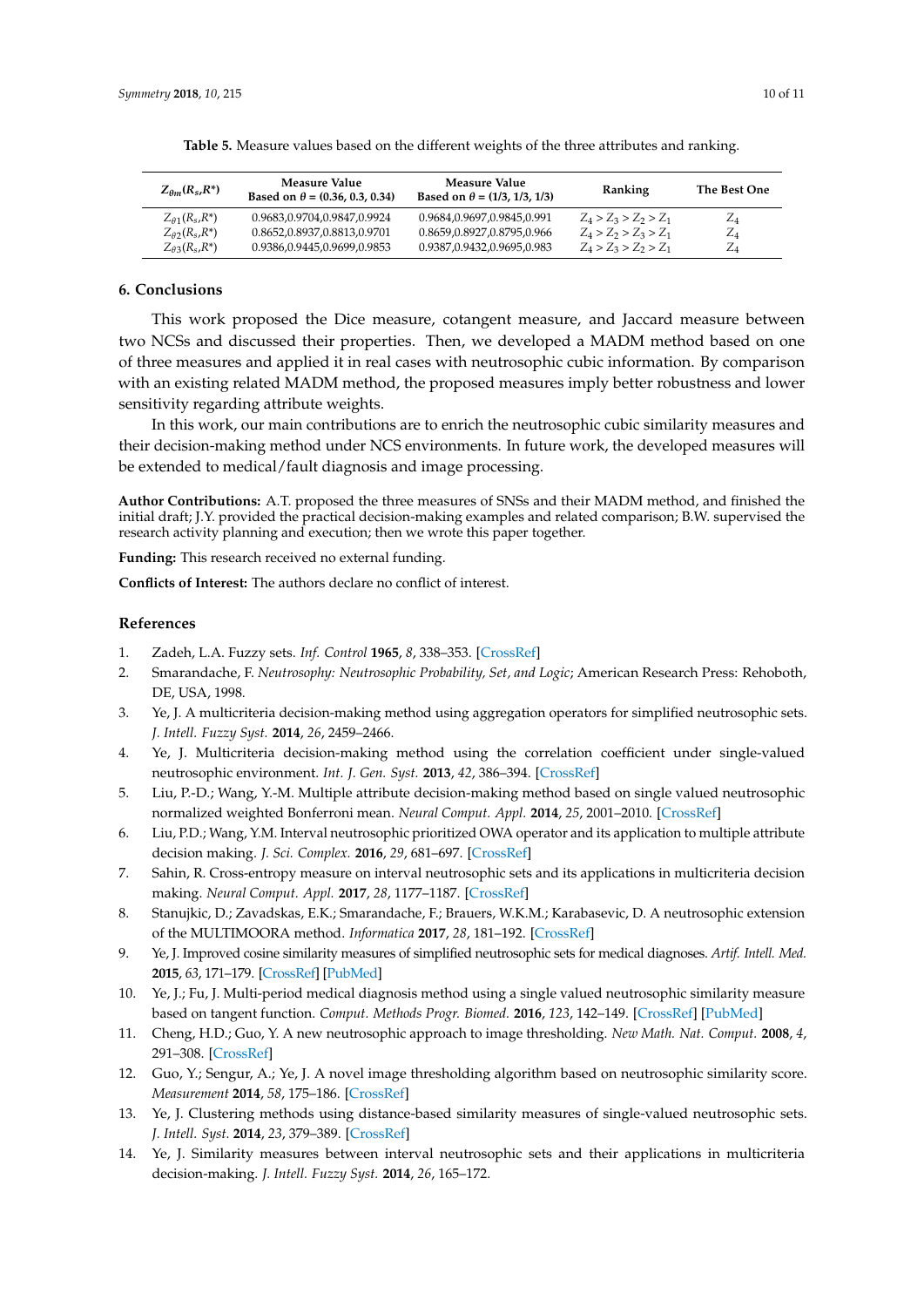**Table 5.** Measure values based on the different weights of the three attributes and ranking.

| $Z_{\theta m}(R_s,R^*)$ | Measure Value Based on $\theta$ = (0.36, 0.3, 0.34) | Measure Value Based on $\theta$ = (1/3, 1/3, 1/3) | Ranking | The Best One |
|---|---|---|---|---|
| $Z_{\theta 1}(R_s,R^*)$ | 0.9683,0.9704,0.9847,0.9924 | 0.9684,0.9697,0.9845,0.991 | $Z_4 > Z_3 > Z_2 > Z_1$ | $Z_4$ |
| $Z_{\theta 2}(R_s,R^*)$ | 0.8652,0.8937,0.8813,0.9701 | 0.8659,0.8927,0.8795,0.966 | $Z_4 > Z_2 > Z_3 > Z_1$ | $Z_4$ |
| $Z_{\theta 3}(R_s,R^*)$ | 0.9386,0.9445,0.9699,0.9853 | 0.9387,0.9432,0.9695,0.983 | $Z_4 > Z_3 > Z_2 > Z_1$ | $Z_4$ |

## 6. Conclusions

This work proposed the Dice measure, cotangent measure, and Jaccard measure between two NCSs and discussed their properties. Then, we developed a MADM method based on one of three measures and applied it in real cases with neutrosophic cubic information. By comparison with an existing related MADM method, the proposed measures imply better robustness and lower sensitivity regarding attribute weights.

In this work, our main contributions are to enrich the neutrosophic cubic similarity measures and their decision-making method under NCS environments. In future work, the developed measures will be extended to medical/fault diagnosis and image processing.

**Author Contributions:** A.T. proposed the three measures of SNSs and their MADM method, and finished the initial draft; J.Y. provided the practical decision-making examples and related comparison; B.W. supervised the research activity planning and execution; then we wrote this paper together.

**Funding:** This research received no external funding.

**Conflicts of Interest:** The authors declare no conflict of interest.

## References

1. Zadeh, L.A. Fuzzy sets. *Inf. Control* **1965**, *8*, 338–353. [CrossRef]
2. Smarandache, F. *Neutrosophy: Neutrosophic Probability, Set, and Logic*; American Research Press: Rehoboth, DE, USA, 1998.
3. Ye, J. A multicriteria decision-making method using aggregation operators for simplified neutrosophic sets. *J. Intell. Fuzzy Syst.* **2014**, *26*, 2459–2466.
4. Ye, J. Multicriteria decision-making method using the correlation coefficient under single-valued neutrosophic environment. *Int. J. Gen. Syst.* **2013**, *42*, 386–394. [CrossRef]
5. Liu, P.-D.; Wang, Y.-M. Multiple attribute decision-making method based on single valued neutrosophic normalized weighted Bonferroni mean. *Neural Comput. Appl.* **2014**, *25*, 2001–2010. [CrossRef]
6. Liu, P.D.; Wang, Y.M. Interval neutrosophic prioritized OWA operator and its application to multiple attribute decision making. *J. Sci. Complex.* **2016**, *29*, 681–697. [CrossRef]
7. Sahin, R. Cross-entropy measure on interval neutrosophic sets and its applications in multicriteria decision making. *Neural Comput. Appl.* **2017**, *28*, 1177–1187. [CrossRef]
8. Stanujkic, D.; Zavadskas, E.K.; Smarandache, F.; Brauers, W.K.M.; Karabasevic, D. A neutrosophic extension of the MULTIMOORA method. *Informatica* **2017**, *28*, 181–192. [CrossRef]
9. Ye, J. Improved cosine similarity measures of simplified neutrosophic sets for medical diagnoses. *Artif. Intell. Med.* **2015**, *63*, 171–179. [CrossRef] [PubMed]
10. Ye, J.; Fu, J. Multi-period medical diagnosis method using a single valued neutrosophic similarity measure based on tangent function. *Comput. Methods Progr. Biomed.* **2016**, *123*, 142–149. [CrossRef] [PubMed]
11. Cheng, H.D.; Guo, Y. A new neutrosophic approach to image thresholding. *New Math. Nat. Comput.* **2008**, *4*, 291–308. [CrossRef]
12. Guo, Y.; Sengur, A.; Ye, J. A novel image thresholding algorithm based on neutrosophic similarity score. *Measurement* **2014**, *58*, 175–186. [CrossRef]
13. Ye, J. Clustering methods using distance-based similarity measures of single-valued neutrosophic sets. *J. Intell. Syst.* **2014**, *23*, 379–389. [CrossRef]
14. Ye, J. Similarity measures between interval neutrosophic sets and their applications in multicriteria decision-making. *J. Intell. Fuzzy Syst.* **2014**, *26*, 165–172.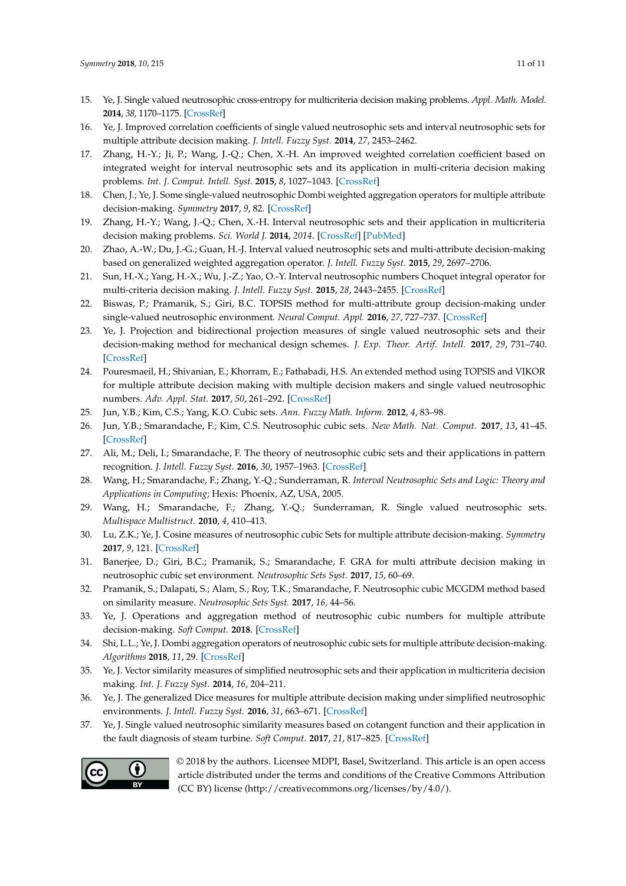15. Ye, J. Single valued neutrosophic cross-entropy for multicriteria decision making problems. *Appl. Math. Model.* **2014**, *38*, 1170–1175. [CrossRef]
16. Ye, J. Improved correlation coefficients of single valued neutrosophic sets and interval neutrosophic sets for multiple attribute decision making. *J. Intell. Fuzzy Syst.* **2014**, *27*, 2453–2462.
17. Zhang, H.-Y.; Ji, P.; Wang, J.-Q.; Chen, X.-H. An improved weighted correlation coefficient based on integrated weight for interval neutrosophic sets and its application in multi-criteria decision making problems. *Int. J. Comput. Intell. Syst.* **2015**, *8*, 1027–1043. [CrossRef]
18. Chen, J.; Ye, J. Some single-valued neutrosophic Dombi weighted aggregation operators for multiple attribute decision-making. *Symmetry* **2017**, *9*, 82. [CrossRef]
19. Zhang, H.-Y.; Wang, J.-Q.; Chen, X.-H. Interval neutrosophic sets and their application in multicriteria decision making problems. *Sci. World J.* **2014**, *2014*. [CrossRef] [PubMed]
20. Zhao, A.-W.; Du, J.-G.; Guan, H.-J. Interval valued neutrosophic sets and multi-attribute decision-making based on generalized weighted aggregation operator. *J. Intell. Fuzzy Syst.* **2015**, *29*, 2697–2706.
21. Sun, H.-X.; Yang, H.-X.; Wu, J.-Z.; Yao, O.-Y. Interval neutrosophic numbers Choquet integral operator for multi-criteria decision making. *J. Intell. Fuzzy Syst.* **2015**, *28*, 2443–2455. [CrossRef]
22. Biswas, P.; Pramanik, S.; Giri, B.C. TOPSIS method for multi-attribute group decision-making under single-valued neutrosophic environment. *Neural Comput. Appl.* **2016**, *27*, 727–737. [CrossRef]
23. Ye, J. Projection and bidirectional projection measures of single valued neutrosophic sets and their decision-making method for mechanical design schemes. *J. Exp. Theor. Artif. Intell.* **2017**, *29*, 731–740. [CrossRef]
24. Pouresmaeil, H.; Shivanian, E.; Khorram, E.; Fathabadi, H.S. An extended method using TOPSIS and VIKOR for multiple attribute decision making with multiple decision makers and single valued neutrosophic numbers. *Adv. Appl. Stat.* **2017**, *50*, 261–292. [CrossRef]
25. Jun, Y.B.; Kim, C.S.; Yang, K.O. Cubic sets. *Ann. Fuzzy Math. Inform.* **2012**, *4*, 83–98.
26. Jun, Y.B.; Smarandache, F.; Kim, C.S. Neutrosophic cubic sets. *New Math. Nat. Comput.* **2017**, *13*, 41–45. [CrossRef]
27. Ali, M.; Deli, I.; Smarandache, F. The theory of neutrosophic cubic sets and their applications in pattern recognition. *J. Intell. Fuzzy Syst.* **2016**, *30*, 1957–1963. [CrossRef]
28. Wang, H.; Smarandache, F.; Zhang, Y.-Q.; Sunderraman, R. *Interval Neutrosophic Sets and Logic: Theory and Applications in Computing*; Hexis: Phoenix, AZ, USA, 2005.
29. Wang, H.; Smarandache, F.; Zhang, Y.-Q.; Sunderraman, R. Single valued neutrosophic sets. *Multispace Multistruct.* **2010**, *4*, 410–413.
30. Lu, Z.K.; Ye, J. Cosine measures of neutrosophic cubic Sets for multiple attribute decision-making. *Symmetry* **2017**, *9*, 121. [CrossRef]
31. Banerjee, D.; Giri, B.C.; Pramanik, S.; Smarandache, F. GRA for multi attribute decision making in neutrosophic cubic set environment. *Neutrosophic Sets Syst.* **2017**, *15*, 60–69.
32. Pramanik, S.; Dalapati, S.; Alam, S.; Roy, T.K.; Smarandache, F. Neutrosophic cubic MCGDM method based on similarity measure. *Neutrosophic Sets Syst.* **2017**, *16*, 44–56.
33. Ye, J. Operations and aggregation method of neutrosophic cubic numbers for multiple attribute decision-making. *Soft Comput.* **2018**. [CrossRef]
34. Shi, L.L.; Ye, J. Dombi aggregation operators of neutrosophic cubic sets for multiple attribute decision-making. *Algorithms* **2018**, *11*, 29. [CrossRef]
35. Ye, J. Vector similarity measures of simplified neutrosophic sets and their application in multicriteria decision making. *Int. J. Fuzzy Syst.* **2014**, *16*, 204–211.
36. Ye, J. The generalized Dice measures for multiple attribute decision making under simplified neutrosophic environments. *J. Intell. Fuzzy Syst.* **2016**, *31*, 663–671. [CrossRef]
37. Ye, J. Single valued neutrosophic similarity measures based on cotangent function and their application in the fault diagnosis of steam turbine. *Soft Comput.* **2017**, *21*, 817–825. [CrossRef]

© 2018 by the authors. Licensee MDPI, Basel, Switzerland. This article is an open access article distributed under the terms and conditions of the Creative Commons Attribution (CC BY) license (http://creativecommons.org/licenses/by/4.0/).